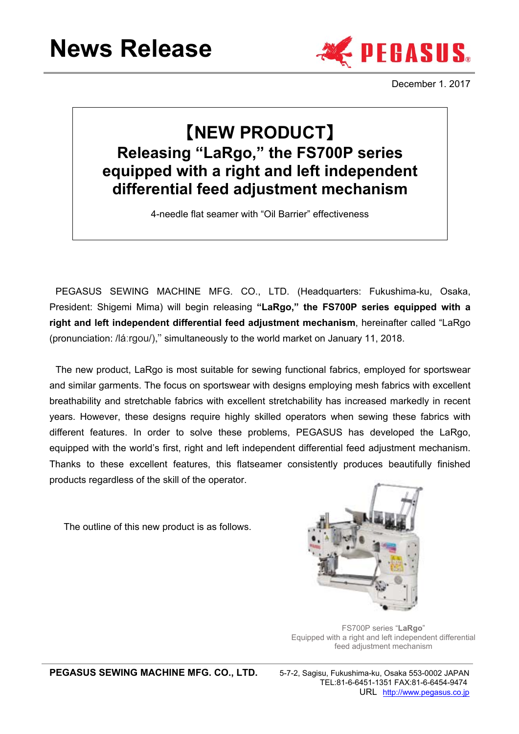# News Release

PEGASUS

December 1. 2017

## 【NEW PRODUCT】
## Releasing "LaRgo," the FS700P series equipped with a right and left independent differential feed adjustment mechanism

4-needle flat seamer with "Oil Barrier" effectiveness

PEGASUS SEWING MACHINE MFG. CO., LTD. (Headquarters: Fukushima-ku, Osaka, President: Shigemi Mima) will begin releasing **"LaRgo," the FS700P series equipped with a right and left independent differential feed adjustment mechanism**, hereinafter called "LaRgo (pronunciation: /lá:rgou/)," simultaneously to the world market on January 11, 2018.

The new product, LaRgo is most suitable for sewing functional fabrics, employed for sportswear and similar garments. The focus on sportswear with designs employing mesh fabrics with excellent breathability and stretchable fabrics with excellent stretchability has increased markedly in recent years. However, these designs require highly skilled operators when sewing these fabrics with different features. In order to solve these problems, PEGASUS has developed the LaRgo, equipped with the world's first, right and left independent differential feed adjustment mechanism. Thanks to these excellent features, this flatseamer consistently produces beautifully finished products regardless of the skill of the operator.

The outline of this new product is as follows.

FS700P series "**LaRgo**"
Equipped with a right and left independent differential feed adjustment mechanism

**PEGASUS SEWING MACHINE MFG. CO., LTD.** 5-7-2, Sagisu, Fukushima-ku, Osaka 553-0002 JAPAN
TEL:81-6-6451-1351 FAX:81-6-6454-9474
URL http://www.pegasus.co.jp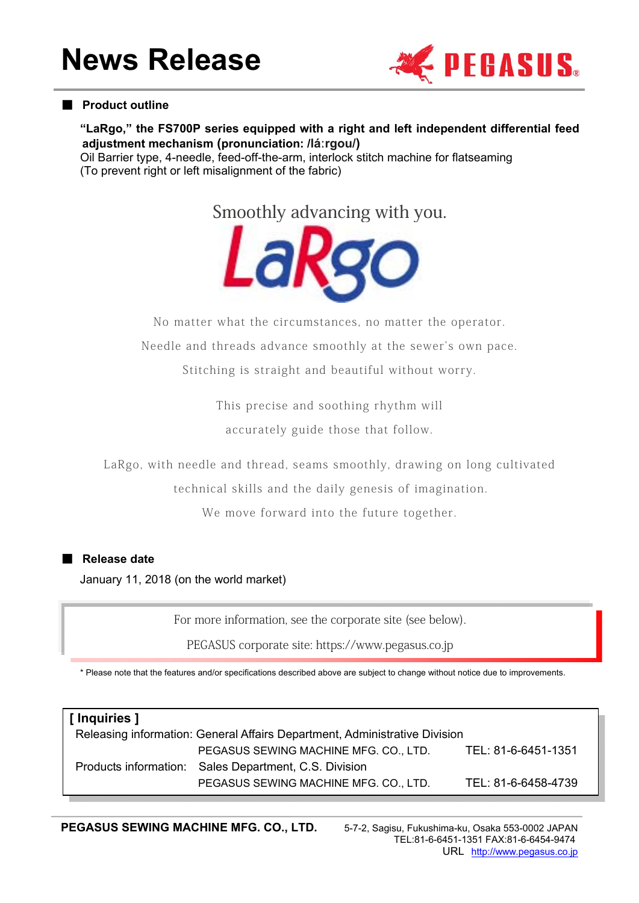# News Release

PEGASUS

## Product outline

**"LaRgo," the FS700P series equipped with a right and left independent differential feed adjustment mechanism (pronunciation: /lá:rgou/)**
Oil Barrier type, 4-needle, feed-off-the-arm, interlock stitch machine for flatseaming
(To prevent right or left misalignment of the fabric)

Smoothly advancing with you.

LaRgo

No matter what the circumstances, no matter the operator.

Needle and threads advance smoothly at the sewer's own pace.

Stitching is straight and beautiful without worry.

This precise and soothing rhythm will

accurately guide those that follow.

LaRgo, with needle and thread, seams smoothly, drawing on long cultivated

technical skills and the daily genesis of imagination.

We move forward into the future together.

## Release date

January 11, 2018 (on the world market)

For more information, see the corporate site (see below).

PEGASUS corporate site: https://www.pegasus.co.jp

* Please note that the features and/or specifications described above are subject to change without notice due to improvements.

**[ Inquiries ]**

| | | |
|---|---|---|
| Releasing information: | General Affairs Department, Administrative Division | |
| | PEGASUS SEWING MACHINE MFG. CO., LTD. | TEL: 81-6-6451-1351 |
| Products information: | Sales Department, C.S. Division | |
| | PEGASUS SEWING MACHINE MFG. CO., LTD. | TEL: 81-6-6458-4739 |

**PEGASUS SEWING MACHINE MFG. CO., LTD.**
5-7-2, Sagisu, Fukushima-ku, Osaka 553-0002 JAPAN
TEL:81-6-6451-1351 FAX:81-6-6454-9474
URL http://www.pegasus.co.jp